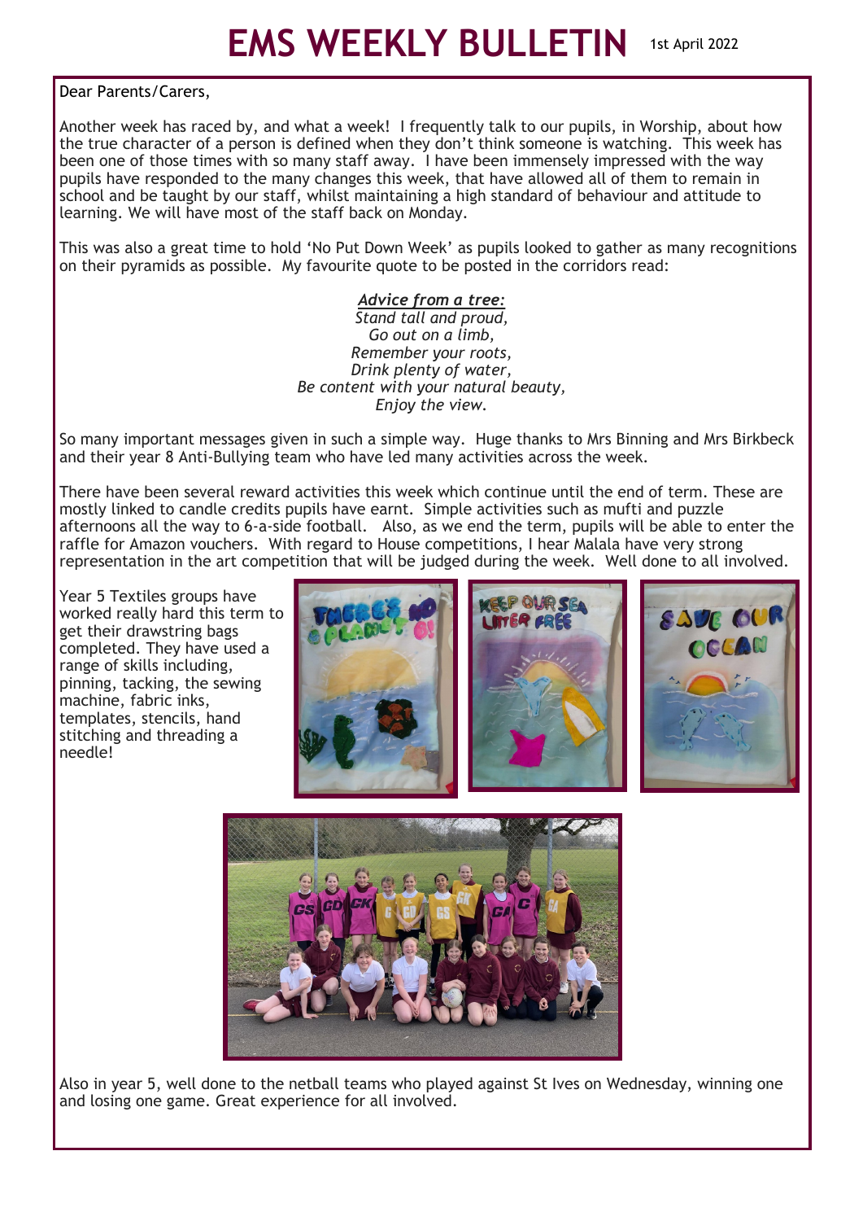# EMS WEEKLY BULLETIN

1st April 2022

Dear Parents/Carers,

Another week has raced by, and what a week! I frequently talk to our pupils, in Worship, about how the true character of a person is defined when they don't think someone is watching. This week has been one of those times with so many staff away. I have been immensely impressed with the way pupils have responded to the many changes this week, that have allowed all of them to remain in school and be taught by our staff, whilst maintaining a high standard of behaviour and attitude to learning. We will have most of the staff back on Monday.

This was also a great time to hold 'No Put Down Week' as pupils looked to gather as many recognitions on their pyramids as possible. My favourite quote to be posted in the corridors read:

***Advice from a tree:***
*Stand tall and proud,*
*Go out on a limb,*
*Remember your roots,*
*Drink plenty of water,*
*Be content with your natural beauty,*
*Enjoy the view.*

So many important messages given in such a simple way. Huge thanks to Mrs Binning and Mrs Birkbeck and their year 8 Anti-Bullying team who have led many activities across the week.

There have been several reward activities this week which continue until the end of term. These are mostly linked to candle credits pupils have earnt. Simple activities such as mufti and puzzle afternoons all the way to 6-a-side football. Also, as we end the term, pupils will be able to enter the raffle for Amazon vouchers. With regard to House competitions, I hear Malala have very strong representation in the art competition that will be judged during the week. Well done to all involved.

Year 5 Textiles groups have worked really hard this term to get their drawstring bags completed. They have used a range of skills including, pinning, tacking, the sewing machine, fabric inks, templates, stencils, hand stitching and threading a needle!

Also in year 5, well done to the netball teams who played against St Ives on Wednesday, winning one and losing one game. Great experience for all involved.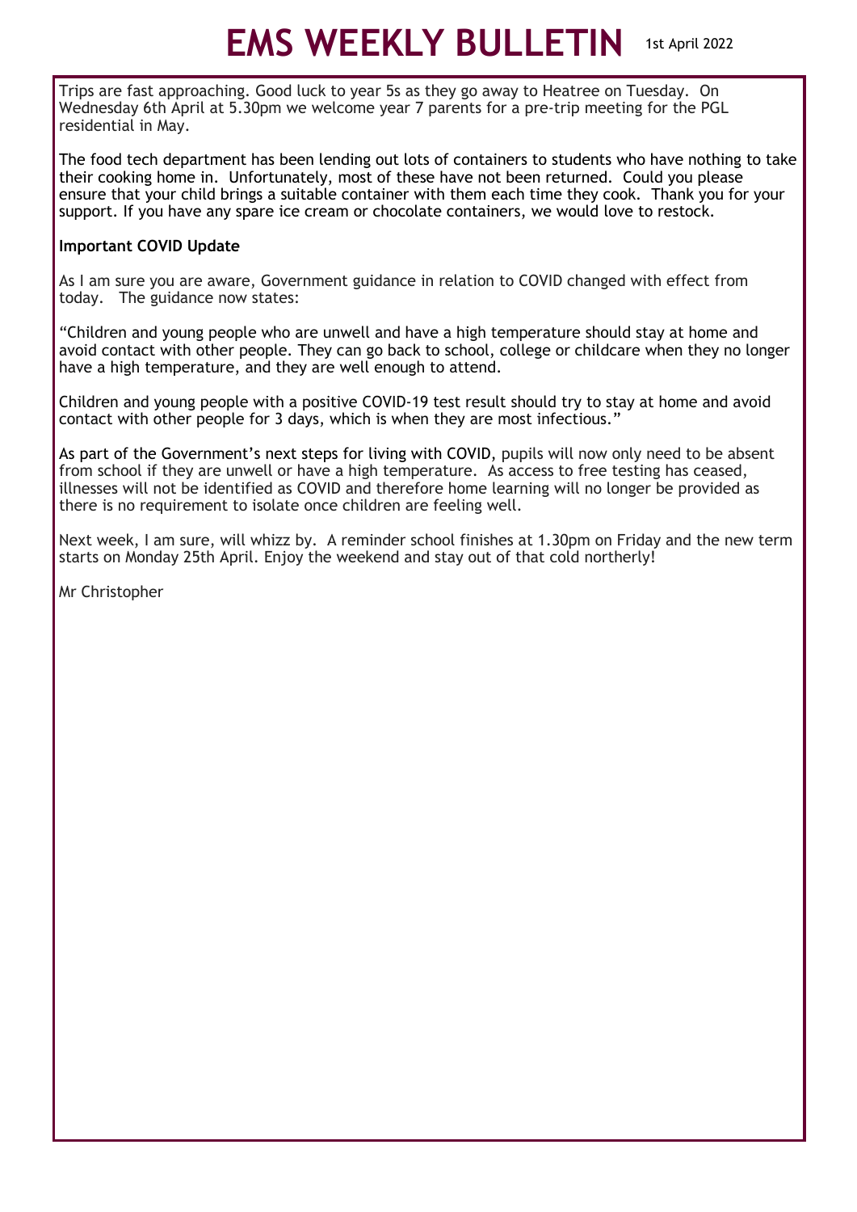# EMS WEEKLY BULLETIN

1st April 2022

Trips are fast approaching. Good luck to year 5s as they go away to Heatree on Tuesday. On Wednesday 6th April at 5.30pm we welcome year 7 parents for a pre-trip meeting for the PGL residential in May.

The food tech department has been lending out lots of containers to students who have nothing to take their cooking home in. Unfortunately, most of these have not been returned. Could you please ensure that your child brings a suitable container with them each time they cook. Thank you for your support. If you have any spare ice cream or chocolate containers, we would love to restock.

**Important COVID Update**

As I am sure you are aware, Government guidance in relation to COVID changed with effect from today. The guidance now states:

"Children and young people who are unwell and have a high temperature should stay at home and avoid contact with other people. They can go back to school, college or childcare when they no longer have a high temperature, and they are well enough to attend.

Children and young people with a positive COVID-19 test result should try to stay at home and avoid contact with other people for 3 days, which is when they are most infectious."

As part of the Government's next steps for living with COVID, pupils will now only need to be absent from school if they are unwell or have a high temperature. As access to free testing has ceased, illnesses will not be identified as COVID and therefore home learning will no longer be provided as there is no requirement to isolate once children are feeling well.

Next week, I am sure, will whizz by. A reminder school finishes at 1.30pm on Friday and the new term starts on Monday 25th April. Enjoy the weekend and stay out of that cold northerly!

Mr Christopher